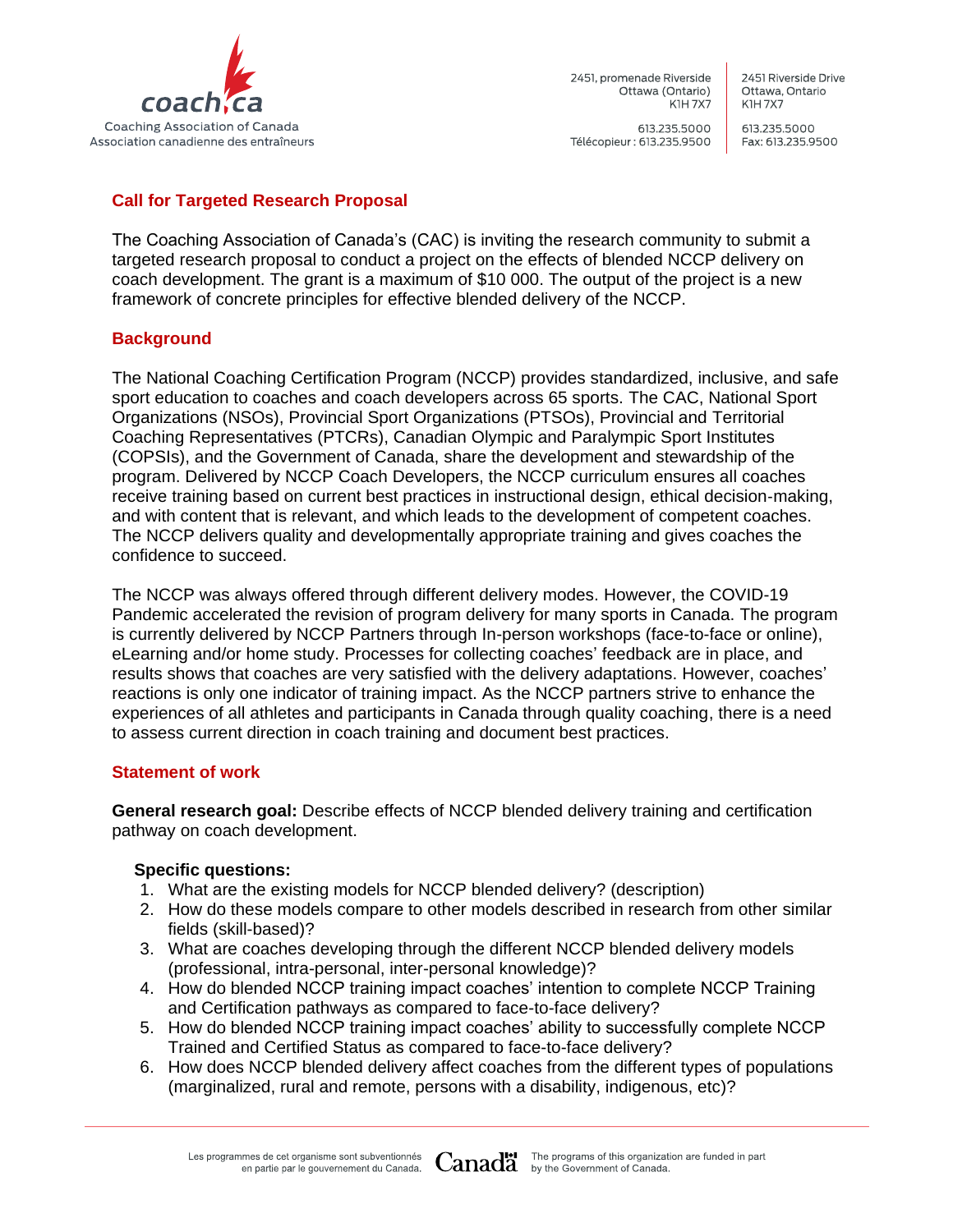## Call for Targeted Research Proposal

The Coaching Association of Canada's (CAC) is inviting the research community to submit a targeted research proposal to conduct a project on the effects of blended NCCP delivery on coach development. The grant is a maximum of $10 000. The output of the project is a new framework of concrete principles for effective blended delivery of the NCCP.

## Background

The National Coaching Certification Program (NCCP) provides standardized, inclusive, and safe sport education to coaches and coach developers across 65 sports. The CAC, National Sport Organizations (NSOs), Provincial Sport Organizations (PTSOs), Provincial and Territorial Coaching Representatives (PTCRs), Canadian Olympic and Paralympic Sport Institutes (COPSIs), and the Government of Canada, share the development and stewardship of the program. Delivered by NCCP Coach Developers, the NCCP curriculum ensures all coaches receive training based on current best practices in instructional design, ethical decision-making, and with content that is relevant, and which leads to the development of competent coaches. The NCCP delivers quality and developmentally appropriate training and gives coaches the confidence to succeed.

The NCCP was always offered through different delivery modes. However, the COVID-19 Pandemic accelerated the revision of program delivery for many sports in Canada. The program is currently delivered by NCCP Partners through In-person workshops (face-to-face or online), eLearning and/or home study. Processes for collecting coaches' feedback are in place, and results shows that coaches are very satisfied with the delivery adaptations. However, coaches' reactions is only one indicator of training impact. As the NCCP partners strive to enhance the experiences of all athletes and participants in Canada through quality coaching, there is a need to assess current direction in coach training and document best practices.

## Statement of work

**General research goal:** Describe effects of NCCP blended delivery training and certification pathway on coach development.

**Specific questions:**

1. What are the existing models for NCCP blended delivery? (description)
2. How do these models compare to other models described in research from other similar fields (skill-based)?
3. What are coaches developing through the different NCCP blended delivery models (professional, intra-personal, inter-personal knowledge)?
4. How do blended NCCP training impact coaches' intention to complete NCCP Training and Certification pathways as compared to face-to-face delivery?
5. How do blended NCCP training impact coaches' ability to successfully complete NCCP Trained and Certified Status as compared to face-to-face delivery?
6. How does NCCP blended delivery affect coaches from the different types of populations (marginalized, rural and remote, persons with a disability, indigenous, etc)?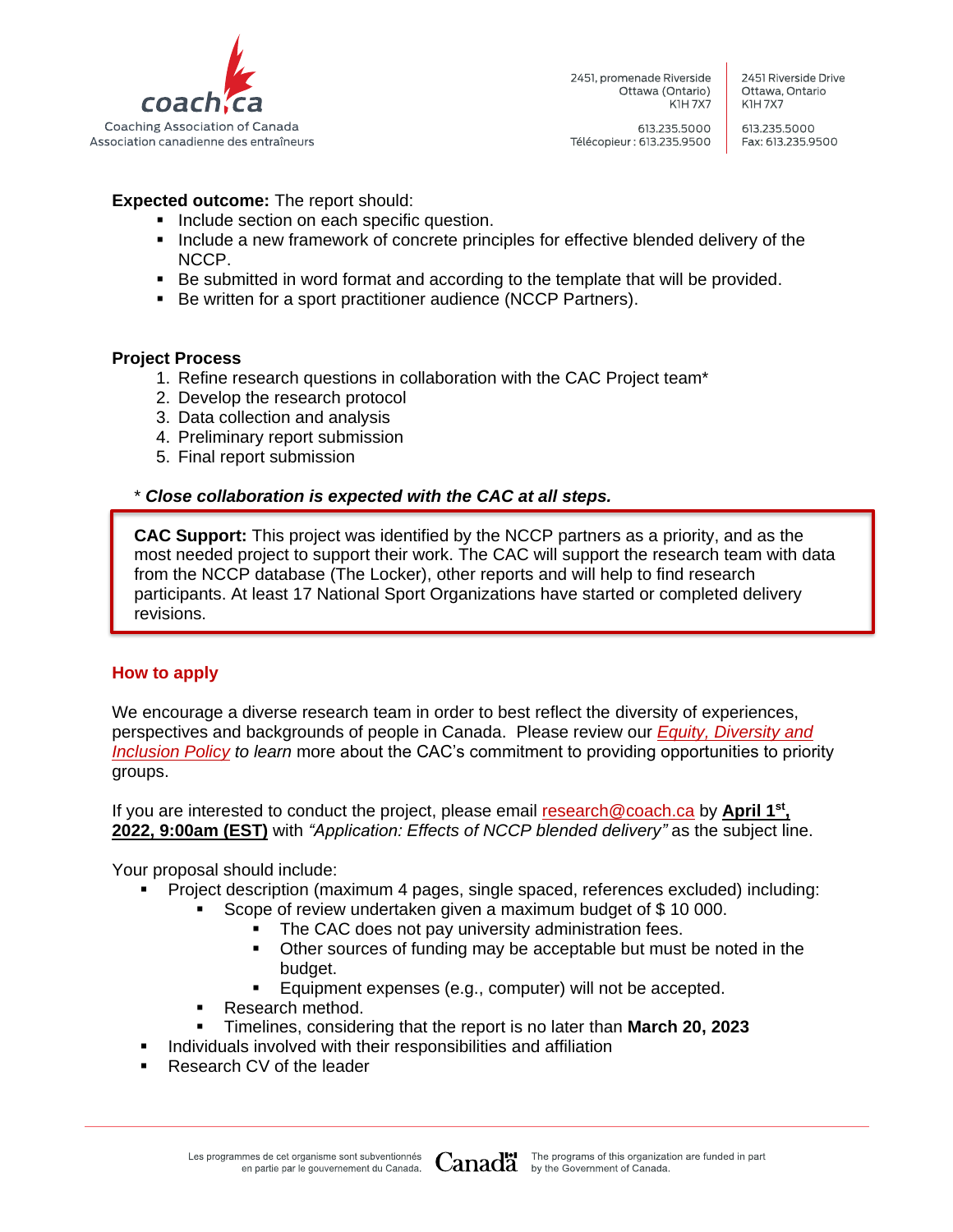**Expected outcome:** The report should:

- Include section on each specific question.
- Include a new framework of concrete principles for effective blended delivery of the NCCP.
- Be submitted in word format and according to the template that will be provided.
- Be written for a sport practitioner audience (NCCP Partners).

**Project Process**

1. Refine research questions in collaboration with the CAC Project team*
2. Develop the research protocol
3. Data collection and analysis
4. Preliminary report submission
5. Final report submission

\* ***Close collaboration is expected with the CAC at all steps.***

**CAC Support:** This project was identified by the NCCP partners as a priority, and as the most needed project to support their work. The CAC will support the research team with data from the NCCP database (The Locker), other reports and will help to find research participants. At least 17 National Sport Organizations have started or completed delivery revisions.

## How to apply

We encourage a diverse research team in order to best reflect the diversity of experiences, perspectives and backgrounds of people in Canada. Please review our *Equity, Diversity and Inclusion Policy to learn* more about the CAC's commitment to providing opportunities to priority groups.

If you are interested to conduct the project, please email research@coach.ca by **April 1st, 2022, 9:00am (EST)** with *"Application: Effects of NCCP blended delivery"* as the subject line.

Your proposal should include:

- Project description (maximum 4 pages, single spaced, references excluded) including:
  - Scope of review undertaken given a maximum budget of $ 10 000.
    - The CAC does not pay university administration fees.
    - Other sources of funding may be acceptable but must be noted in the budget.
    - Equipment expenses (e.g., computer) will not be accepted.
  - Research method.
  - Timelines, considering that the report is no later than **March 20, 2023**
- Individuals involved with their responsibilities and affiliation
- Research CV of the leader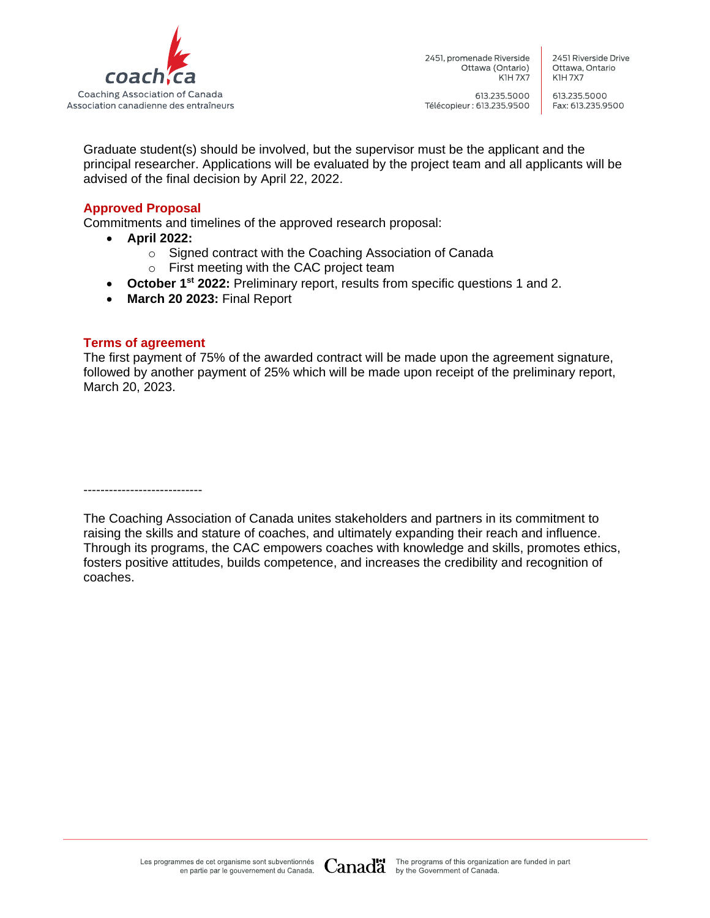Graduate student(s) should be involved, but the supervisor must be the applicant and the principal researcher. Applications will be evaluated by the project team and all applicants will be advised of the final decision by April 22, 2022.

## Approved Proposal

Commitments and timelines of the approved research proposal:

- **April 2022:**
  - Signed contract with the Coaching Association of Canada
  - First meeting with the CAC project team
- **October 1st 2022:** Preliminary report, results from specific questions 1 and 2.
- **March 20 2023:** Final Report

## Terms of agreement

The first payment of 75% of the awarded contract will be made upon the agreement signature, followed by another payment of 25% which will be made upon receipt of the preliminary report, March 20, 2023.

----------------------------

The Coaching Association of Canada unites stakeholders and partners in its commitment to raising the skills and stature of coaches, and ultimately expanding their reach and influence. Through its programs, the CAC empowers coaches with knowledge and skills, promotes ethics, fosters positive attitudes, builds competence, and increases the credibility and recognition of coaches.